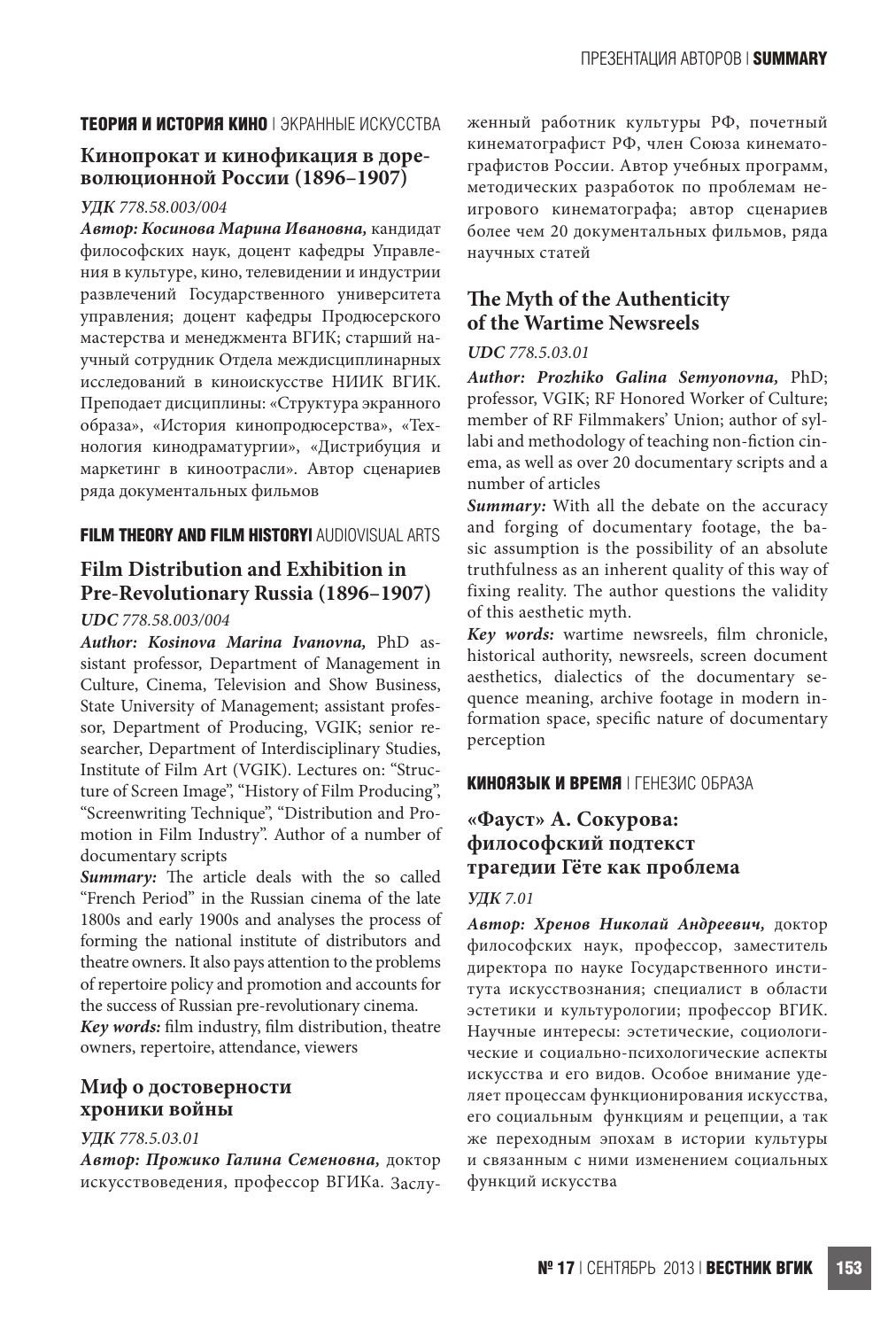**ТЕОРИЯ И ИСТОРИЯ КИНО** | ЭКРАННЫЕ ИСКУССТВА

## Кинопрокат и кинофикация в дореволюционной России (1896–1907)

***УДК** 778.58.003/004*

***Автор: Косинова Марина Ивановна,*** кандидат философских наук, доцент кафедры Управления в культуре, кино, телевидении и индустрии развлечений Государственного университета управления; доцент кафедры Продюсерского мастерства и менеджмента ВГИК; старший научный сотрудник Отдела междисциплинарных исследований в киноискусстве НИИК ВГИК. Преподает дисциплины: «Структура экранного образа», «История кинопродюсерства», «Технология кинодраматургии», «Дистрибуция и маркетинг в киноотрасли». Автор сценариев ряда документальных фильмов

**FILM THEORY AND FILM HISTORY**| AUDIOVISUAL ARTS

## Film Distribution and Exhibition in Pre-Revolutionary Russia (1896–1907)

***UDC** 778.58.003/004*

***Author: Kosinova Marina Ivanovna,*** PhD assistant professor, Department of Management in Culture, Cinema, Television and Show Business, State University of Management; assistant professor, Department of Producing, VGIK; senior researcher, Department of Interdisciplinary Studies, Institute of Film Art (VGIK). Lectures on: "Structure of Screen Image", "History of Film Producing", "Screenwriting Technique", "Distribution and Promotion in Film Industry". Author of a number of documentary scripts

***Summary:*** The article deals with the so called "French Period" in the Russian cinema of the late 1800s and early 1900s and analyses the process of forming the national institute of distributors and theatre owners. It also pays attention to the problems of repertoire policy and promotion and accounts for the success of Russian pre-revolutionary cinema.

***Key words:*** film industry, film distribution, theatre owners, repertoire, attendance, viewers

## Миф о достоверности хроники войны

***УДК** 778.5.03.01*

***Автор: Прожико Галина Семеновна,*** доктор искусствоведения, профессор ВГИКа. Заслуженный работник культуры РФ, почетный кинематографист РФ, член Союза кинематографистов России. Автор учебных программ, методических разработок по проблемам неигрового кинематографа; автор сценариев более чем 20 документальных фильмов, ряда научных статей

## The Myth of the Authenticity of the Wartime Newsreels

***UDC** 778.5.03.01*

***Author: Prozhiko Galina Semyonovna,*** PhD; professor, VGIK; RF Honored Worker of Culture; member of RF Filmmakers' Union; author of syllabi and methodology of teaching non-fiction cinema, as well as over 20 documentary scripts and a number of articles

***Summary:*** With all the debate on the accuracy and forging of documentary footage, the basic assumption is the possibility of an absolute truthfulness as an inherent quality of this way of fixing reality. The author questions the validity of this aesthetic myth.

***Key words:*** wartime newsreels, film chronicle, historical authority, newsreels, screen document aesthetics, dialectics of the documentary sequence meaning, archive footage in modern information space, specific nature of documentary perception

**КИНОЯЗЫК И ВРЕМЯ** | ГЕНЕЗИС ОБРАЗА

## «Фауст» А. Сокурова: философский подтекст трагедии Гёте как проблема

***УДК** 7.01*

***Автор: Хренов Николай Андреевич,*** доктор философских наук, профессор, заместитель директора по науке Государственного института искусствознания; специалист в области эстетики и культурологии; профессор ВГИК. Научные интересы: эстетические, социологические и социально-психологические аспекты искусства и его видов. Особое внимание уделяет процессам функционирования искусства, его социальным функциям и рецепции, а так же переходным эпохам в истории культуры и связанным с ними изменением социальных функций искусства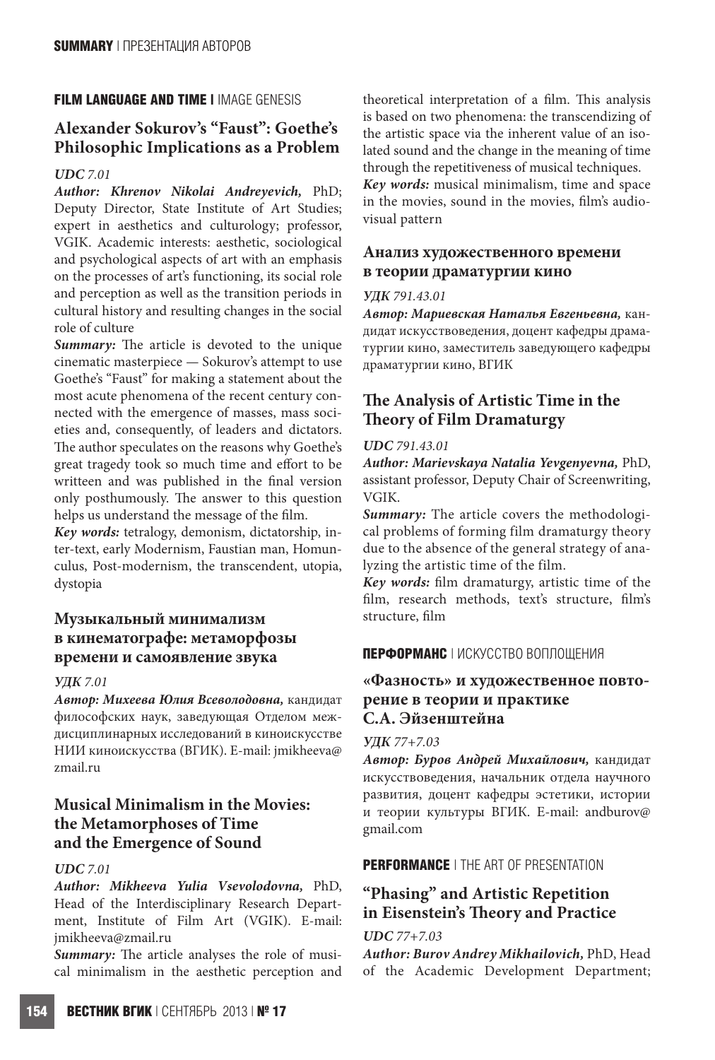#### FILM LANGUAGE AND TIME | IMAGE GENESIS

## Alexander Sokurov's "Faust": Goethe's Philosophic Implications as a Problem

***UDC** 7.01*

***Author: Khrenov Nikolai Andreyevich,*** PhD; Deputy Director, State Institute of Art Studies; expert in aesthetics and culturology; professor, VGIK. Academic interests: aesthetic, sociological and psychological aspects of art with an emphasis on the processes of art's functioning, its social role and perception as well as the transition periods in cultural history and resulting changes in the social role of culture

***Summary:*** The article is devoted to the unique cinematic masterpiece — Sokurov's attempt to use Goethe's "Faust" for making a statement about the most acute phenomena of the recent century connected with the emergence of masses, mass societies and, consequently, of leaders and dictators. The author speculates on the reasons why Goethe's great tragedy took so much time and effort to be writteen and was published in the final version only posthumously. The answer to this question helps us understand the message of the film.

***Key words:*** tetralogy, demonism, dictatorship, inter-text, early Modernism, Faustian man, Homunculus, Post-modernism, the transcendent, utopia, dystopia

## Музыкальный минимализм в кинематографе: метаморфозы времени и самоявление звука

***УДК** 7.01*

***Автор: Михеева Юлия Всеволодовна,*** кандидат философских наук, заведующая Отделом междисциплинарных исследований в киноискусстве НИИ киноискусства (ВГИК). E-mail: jmikheeva@zmail.ru

## Musical Minimalism in the Movies: the Metamorphoses of Time and the Emergence of Sound

***UDC** 7.01*

***Author: Mikheeva Yulia Vsevolodovna,*** PhD, Head of the Interdisciplinary Research Department, Institute of Film Art (VGIK). E-mail: jmikheeva@zmail.ru

***Summary:*** The article analyses the role of musical minimalism in the aesthetic perception and theoretical interpretation of a film. This analysis is based on two phenomena: the transcendizing of the artistic space via the inherent value of an isolated sound and the change in the meaning of time through the repetitiveness of musical techniques.

***Key words:*** musical minimalism, time and space in the movies, sound in the movies, film's audiovisual pattern

## Анализ художественного времени в теории драматургии кино

***УДК** 791.43.01*

***Автор: Мариевская Наталья Евгеньевна,*** кандидат искусствоведения, доцент кафедры драматургии кино, заместитель заведующего кафедры драматургии кино, ВГИК

## The Analysis of Artistic Time in the Theory of Film Dramaturgy

***UDC** 791.43.01*

***Author: Marievskaya Natalia Yevgenyevna,*** PhD, assistant professor, Deputy Chair of Screenwriting, VGIK.

***Summary:*** The article covers the methodological problems of forming film dramaturgy theory due to the absence of the general strategy of analyzing the artistic time of the film.

***Key words:*** film dramaturgy, artistic time of the film, research methods, text's structure, film's structure, film

#### ПЕРФОРМАНС | ИСКУССТВО ВОПЛОЩЕНИЯ

## «Фазность» и художественное повторение в теории и практике С.А. Эйзенштейна

***УДК** 77+7.03*

***Автор: Буров Андрей Михайлович,*** кандидат искусствоведения, начальник отдела научного развития, доцент кафедры эстетики, истории и теории культуры ВГИК. E-mail: andburov@gmail.com

#### PERFORMANCE | THE ART OF PRESENTATION

## "Phasing" and Artistic Repetition in Eisenstein's Theory and Practice

***UDC** 77+7.03*

***Author: Burov Andrey Mikhailovich,*** PhD, Head of the Academic Development Department;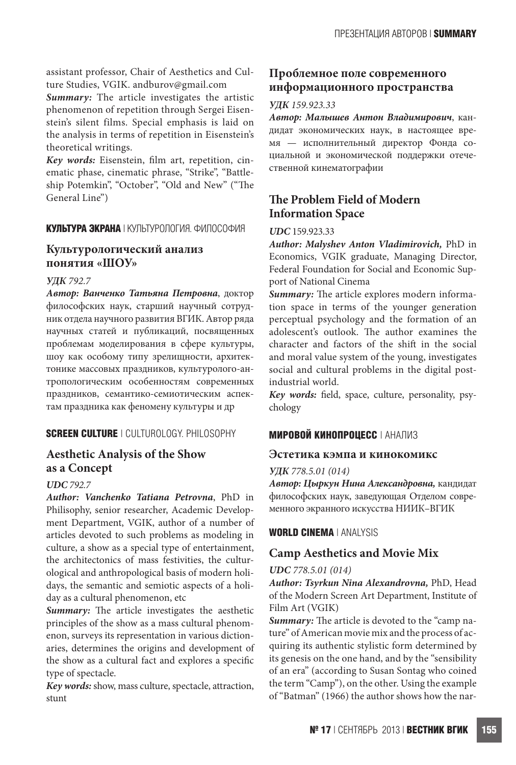assistant professor, Chair of Aesthetics and Culture Studies, VGIK. andburov@gmail.com

***Summary:*** The article investigates the artistic phenomenon of repetition through Sergei Eisenstein's silent films. Special emphasis is laid on the analysis in terms of repetition in Eisenstein's theoretical writings.

***Key words:*** Eisenstein, film art, repetition, cinematic phase, cinematic phrase, "Strike", "Battleship Potemkin", "October", "Old and New" ("The General Line")

**КУЛЬТУРА ЭКРАНА** | КУЛЬТУРОЛОГИЯ. ФИЛОСОФИЯ

## Культурологический анализ понятия «ШОУ»

***УДК*** *792.7*

***Автор: Ванченко Татьяна Петровна***, доктор философских наук, старший научный сотрудник отдела научного развития ВГИК. Автор ряда научных статей и публикаций, посвященных проблемам моделирования в сфере культуры, шоу как особому типу зрелищности, архитектонике массовых праздников, культуролого-антропологическим особенностям современных праздников, семантико-семиотическим аспектам праздника как феномену культуры и др

**SCREEN CULTURE** | CULTUROLOGY. PHILOSOPHY

## Aesthetic Analysis of the Show as a Concept

***UDC*** *792.7*

***Author: Vanchenko Tatiana Petrovna***, PhD in Philisophy, senior researcher, Academic Development Department, VGIK, author of a number of articles devoted to such problems as modeling in culture, a show as a special type of entertainment, the architectonics of mass festivities, the culturological and anthropological basis of modern holidays, the semantic and semiotic aspects of a holiday as a cultural phenomenon, etc

***Summary:*** The article investigates the aesthetic principles of the show as a mass cultural phenomenon, surveys its representation in various dictionaries, determines the origins and development of the show as a cultural fact and explores a specific type of spectacle.

***Key words:*** show, mass culture, spectacle, attraction, stunt

## Проблемное поле современного информационного пространства

***УДК*** *159.923.33*

***Автор: Малышев Антон Владимирович***, кандидат экономических наук, в настоящее время — исполнительный директор Фонда социальной и экономической поддержки отечественной кинематографии

## The Problem Field of Modern Information Space

***UDC*** 159.923.33

***Author: Malyshev Anton Vladimirovich,*** PhD in Economics, VGIK graduate, Managing Director, Federal Foundation for Social and Economic Support of National Cinema

***Summary:*** The article explores modern information space in terms of the younger generation perceptual psychology and the formation of an adolescent's outlook. The author examines the character and factors of the shift in the social and moral value system of the young, investigates social and cultural problems in the digital postindustrial world.

***Key words:*** field, space, culture, personality, psychology

**МИРОВОЙ КИНОПРОЦЕСС** | АНАЛИЗ

## Эстетика кэмпа и кинокомикс

***УДК*** *778.5.01 (014)*

***Автор: Цыркун Нина Александровна,*** кандидат философских наук, заведующая Отделом современного экранного искусства НИИК–ВГИК

**WORLD CINEMA** | ANALYSIS

## Camp Aesthetics and Movie Mix

***UDC*** *778.5.01 (014)*

***Author: Tsyrkun Nina Alexandrovna,*** PhD, Head of the Modern Screen Art Department, Institute of Film Art (VGIK)

***Summary:*** The article is devoted to the "camp nature" of American movie mix and the process of acquiring its authentic stylistic form determined by its genesis on the one hand, and by the "sensibility of an era" (according to Susan Sontag who coined the term "Camp"), on the other. Using the example of "Batman" (1966) the author shows how the nar-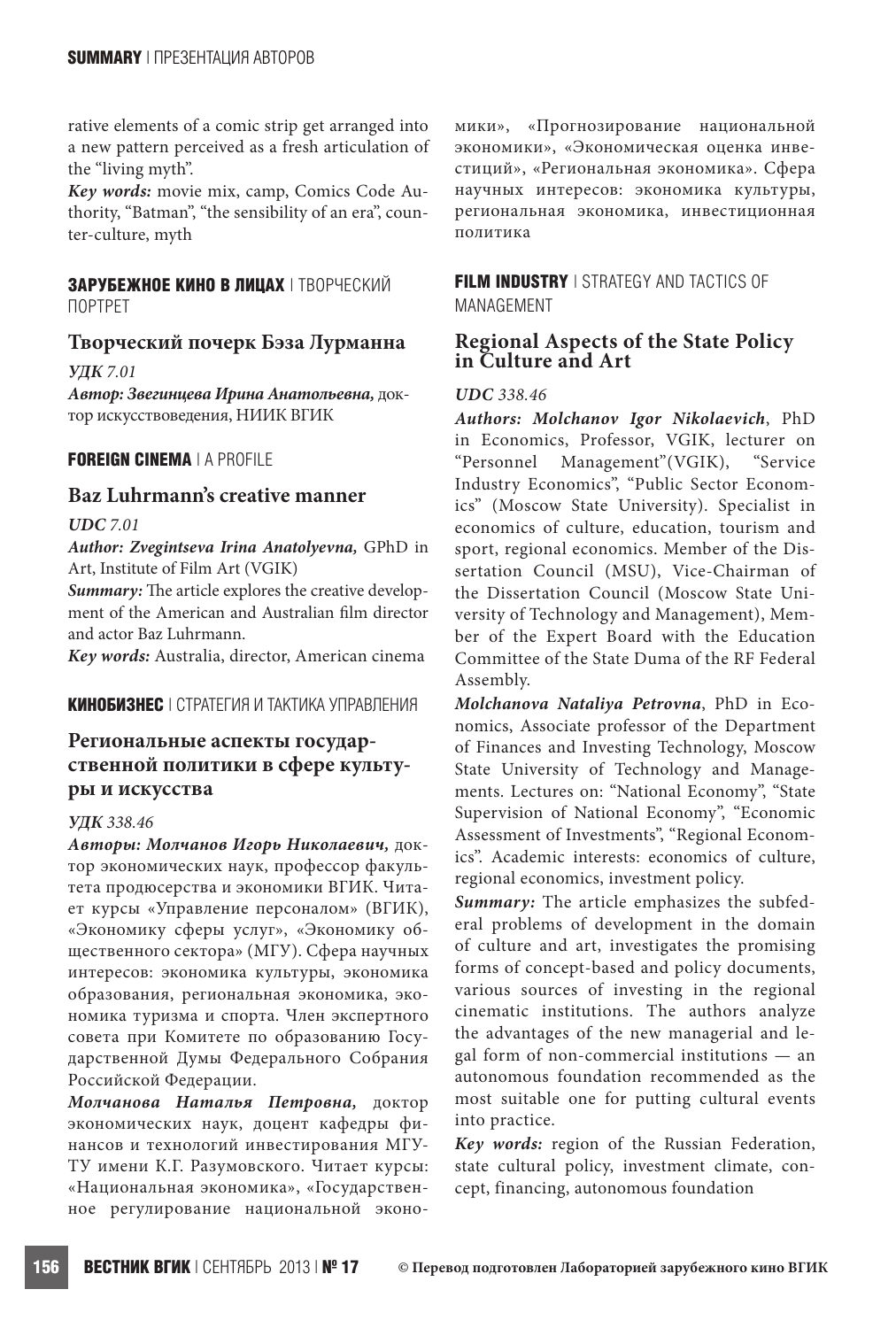rative elements of a comic strip get arranged into a new pattern perceived as a fresh articulation of the "living myth".

***Key words:*** movie mix, camp, Comics Code Authority, "Batman", "the sensibility of an era", counter-culture, myth

**ЗАРУБЕЖНОЕ КИНО В ЛИЦАХ** | ТВОРЧЕСКИЙ ПОРТРЕТ

## Творческий почерк Бэза Лурманна

***УДК*** *7.01*

***Автор: Звегинцева Ирина Анатольевна,*** доктор искусствоведения, НИИК ВГИК

**FOREIGN CINEMA** | A PROFILE

## Baz Luhrmann's creative manner

***UDC*** *7.01*

***Author: Zvegintseva Irina Anatolyevna,*** GPhD in Art, Institute of Film Art (VGIK)

***Summary:*** The article explores the creative development of the American and Australian film director and actor Baz Luhrmann.

***Key words:*** Australia, director, American cinema

**КИНОБИЗНЕС** | СТРАТЕГИЯ И ТАКТИКА УПРАВЛЕНИЯ

## Региональные аспекты государственной политики в сфере культуры и искусства

***УДК*** *338.46*

***Авторы: Молчанов Игорь Николаевич,*** доктор экономических наук, профессор факультета продюсерства и экономики ВГИК. Читает курсы «Управление персоналом» (ВГИК), «Экономику сферы услуг», «Экономику общественного сектора» (МГУ). Сфера научных интересов: экономика культуры, экономика образования, региональная экономика, экономика туризма и спорта. Член экспертного совета при Комитете по образованию Государственной Думы Федерального Собрания Российской Федерации.

***Молчанова Наталья Петровна,*** доктор экономических наук, доцент кафедры финансов и технологий инвестирования МГУТУ имени К.Г. Разумовского. Читает курсы: «Национальная экономика», «Государственное регулирование национальной экономики», «Прогнозирование национальной экономики», «Экономическая оценка инвестиций», «Региональная экономика». Сфера научных интересов: экономика культуры, региональная экономика, инвестиционная политика

**FILM INDUSTRY** | STRATEGY AND TACTICS OF MANAGEMENT

## Regional Aspects of the State Policy in Culture and Art

***UDC*** *338.46*

***Authors: Molchanov Igor Nikolaevich***, PhD in Economics, Professor, VGIK, lecturer on "Personnel Management"(VGIK), "Service Industry Economics", "Public Sector Economics" (Moscow State University). Specialist in economics of culture, education, tourism and sport, regional economics. Member of the Dissertation Council (MSU), Vice-Chairman of the Dissertation Council (Moscow State University of Technology and Management), Member of the Expert Board with the Education Committee of the State Duma of the RF Federal Assembly.

***Molchanova Nataliya Petrovna***, PhD in Economics, Associate professor of the Department of Finances and Investing Technology, Moscow State University of Technology and Managements. Lectures on: "National Economy", "State Supervision of National Economy", "Economic Assessment of Investments", "Regional Economics". Academic interests: economics of culture, regional economics, investment policy.

***Summary:*** The article emphasizes the subfederal problems of development in the domain of culture and art, investigates the promising forms of concept-based and policy documents, various sources of investing in the regional cinematic institutions. The authors analyze the advantages of the new managerial and legal form of non-commercial institutions — an autonomous foundation recommended as the most suitable one for putting cultural events into practice.

***Key words:*** region of the Russian Federation, state cultural policy, investment climate, concept, financing, autonomous foundation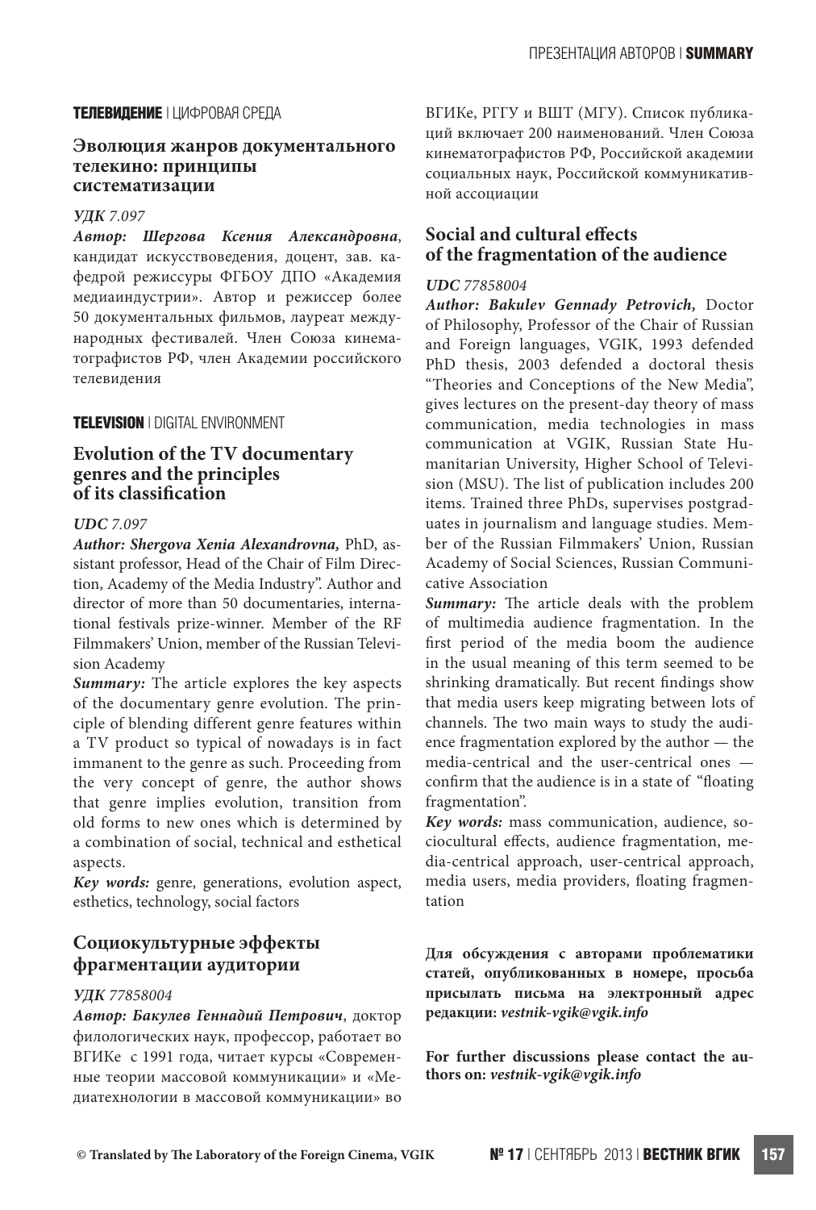**ТЕЛЕВИДЕНИЕ** | ЦИФРОВАЯ СРЕДА

### Эволюция жанров документального телекино: принципы систематизации

*УДК 7.097*

***Автор: Шергова Ксения Александровна***, кандидат искусствоведения, доцент, зав. кафедрой режиссуры ФГБОУ ДПО «Академия медиаиндустрии». Автор и режиссер более 50 документальных фильмов, лауреат международных фестивалей. Член Союза кинематографистов РФ, член Академии российского телевидения

**TELEVISION** | DIGITAL ENVIRONMENT

### Evolution of the TV documentary genres and the principles of its classification

***UDC*** *7.097*

***Author: Shergova Xenia Alexandrovna,*** PhD, assistant professor, Head of the Chair of Film Direction, Academy of the Media Industry". Author and director of more than 50 documentaries, international festivals prize-winner. Member of the RF Filmmakers' Union, member of the Russian Television Academy

***Summary:*** The article explores the key aspects of the documentary genre evolution. The principle of blending different genre features within a TV product so typical of nowadays is in fact immanent to the genre as such. Proceeding from the very concept of genre, the author shows that genre implies evolution, transition from old forms to new ones which is determined by a combination of social, technical and esthetical aspects.

***Key words:*** genre, generations, evolution aspect, esthetics, technology, social factors

### Социокультурные эффекты фрагментации аудитории

*УДК 77858004*

***Автор: Бакулев Геннадий Петрович***, доктор филологических наук, профессор, работает во ВГИКе с 1991 года, читает курсы «Современные теории массовой коммуникации» и «Медиатехнологии в массовой коммуникации» во ВГИКе, РГГУ и ВШТ (МГУ). Список публикаций включает 200 наименований. Член Союза кинематографистов РФ, Российской академии социальных наук, Российской коммуникативной ассоциации

### Social and cultural effects of the fragmentation of the audience

***UDC*** *77858004*

***Author: Bakulev Gennady Petrovich,*** Doctor of Philosophy, Professor of the Chair of Russian and Foreign languages, VGIK, 1993 defended PhD thesis, 2003 defended a doctoral thesis "Theories and Conceptions of the New Media", gives lectures on the present-day theory of mass communication, media technologies in mass communication at VGIK, Russian State Humanitarian University, Higher School of Television (MSU). The list of publication includes 200 items. Trained three PhDs, supervises postgraduates in journalism and language studies. Member of the Russian Filmmakers' Union, Russian Academy of Social Sciences, Russian Communicative Association

***Summary:*** The article deals with the problem of multimedia audience fragmentation. In the first period of the media boom the audience in the usual meaning of this term seemed to be shrinking dramatically. But recent findings show that media users keep migrating between lots of channels. The two main ways to study the audience fragmentation explored by the author — the media-centrical and the user-centrical ones — confirm that the audience is in a state of "floating fragmentation".

***Key words:*** mass communication, audience, sociocultural effects, audience fragmentation, media-centrical approach, user-centrical approach, media users, media providers, floating fragmentation

**Для обсуждения с авторами проблематики статей, опубликованных в номере, просьба присылать письма на электронный адрес редакции:** ***vestnik-vgik@vgik.info***

**For further discussions please contact the authors on:** ***vestnik-vgik@vgik.info***

**© Translated by The Laboratory of the Foreign Cinema, VGIK**